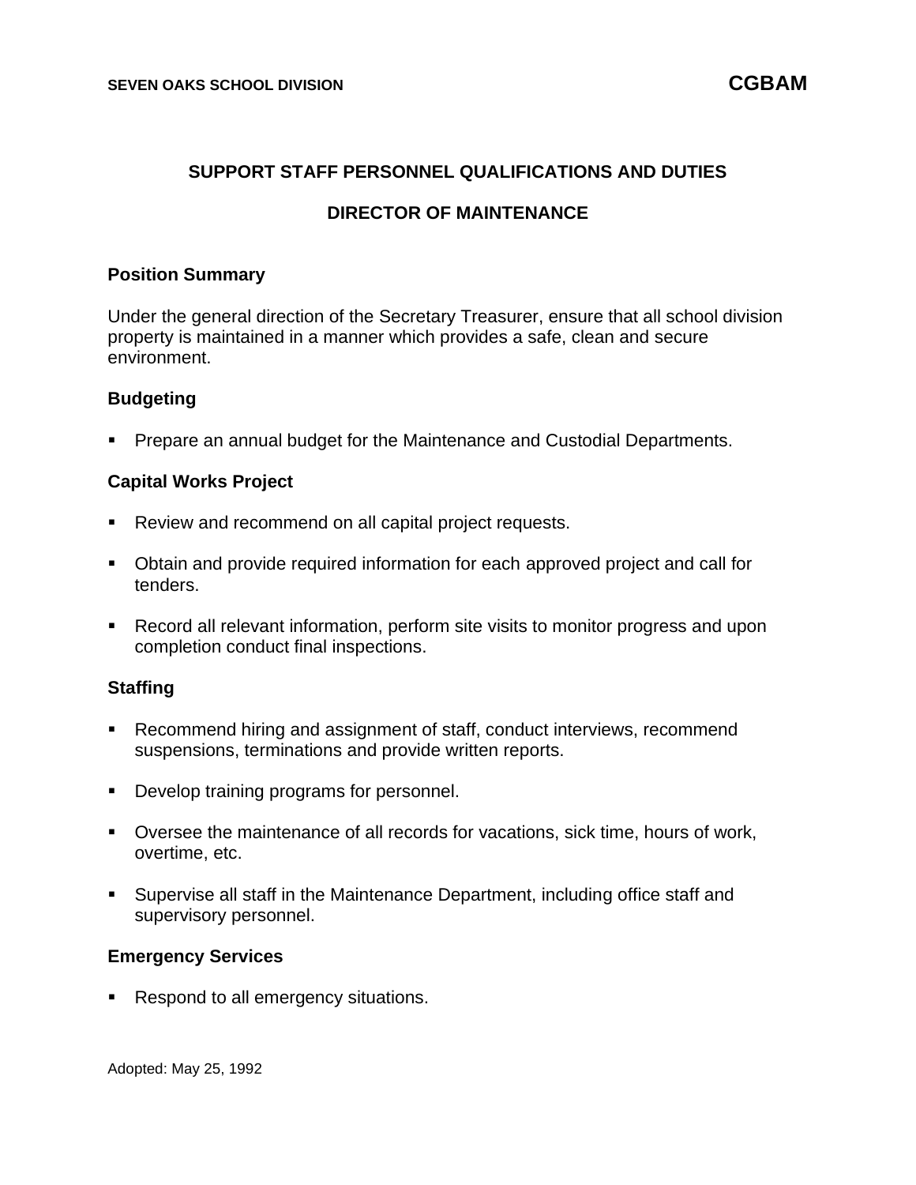SEVEN OAKS SCHOOL DIVISION **CGBAM**

# SUPPORT STAFF PERSONNEL QUALIFICATIONS AND DUTIES

## DIRECTOR OF MAINTENANCE

### Position Summary

Under the general direction of the Secretary Treasurer, ensure that all school division property is maintained in a manner which provides a safe, clean and secure environment.

### Budgeting

- Prepare an annual budget for the Maintenance and Custodial Departments.

### Capital Works Project

- Review and recommend on all capital project requests.
- Obtain and provide required information for each approved project and call for tenders.
- Record all relevant information, perform site visits to monitor progress and upon completion conduct final inspections.

### Staffing

- Recommend hiring and assignment of staff, conduct interviews, recommend suspensions, terminations and provide written reports.
- Develop training programs for personnel.
- Oversee the maintenance of all records for vacations, sick time, hours of work, overtime, etc.
- Supervise all staff in the Maintenance Department, including office staff and supervisory personnel.

### Emergency Services

- Respond to all emergency situations.

Adopted: May 25, 1992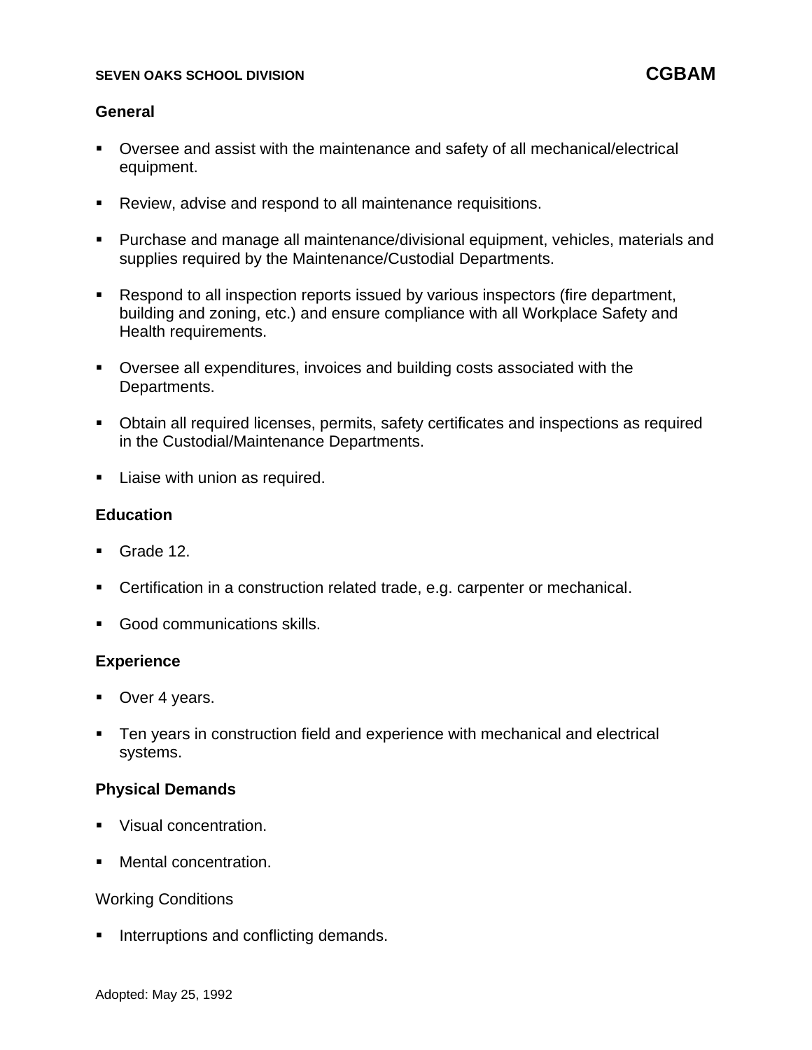**General**

- Oversee and assist with the maintenance and safety of all mechanical/electrical equipment.
- Review, advise and respond to all maintenance requisitions.
- Purchase and manage all maintenance/divisional equipment, vehicles, materials and supplies required by the Maintenance/Custodial Departments.
- Respond to all inspection reports issued by various inspectors (fire department, building and zoning, etc.) and ensure compliance with all Workplace Safety and Health requirements.
- Oversee all expenditures, invoices and building costs associated with the Departments.
- Obtain all required licenses, permits, safety certificates and inspections as required in the Custodial/Maintenance Departments.
- Liaise with union as required.

**Education**

- Grade 12.
- Certification in a construction related trade, e.g. carpenter or mechanical.
- Good communications skills.

**Experience**

- Over 4 years.
- Ten years in construction field and experience with mechanical and electrical systems.

**Physical Demands**

- Visual concentration.
- Mental concentration.

Working Conditions

- Interruptions and conflicting demands.

Adopted: May 25, 1992